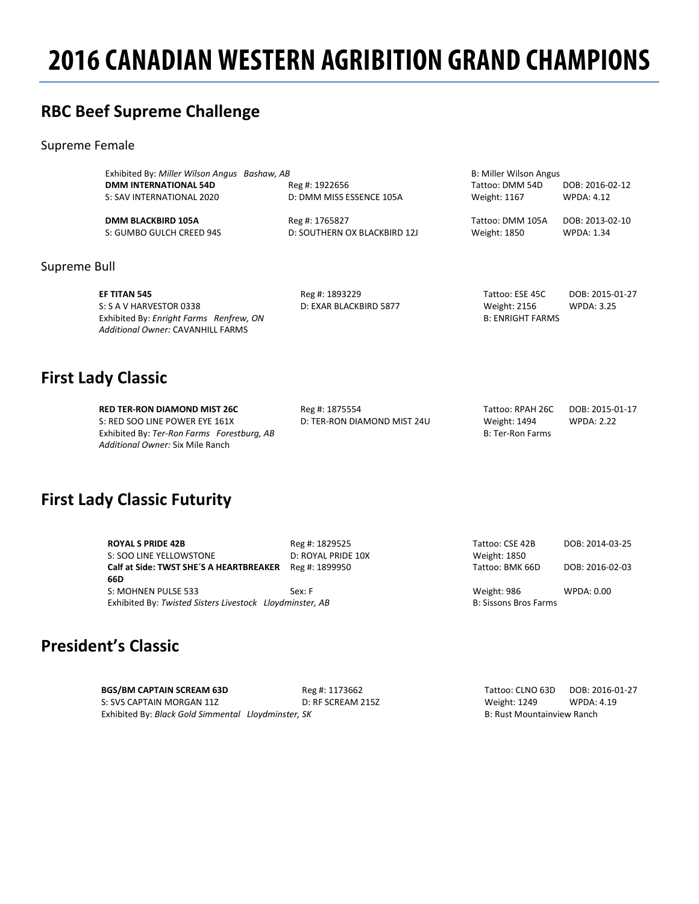# 2016 CANADIAN WESTERN AGRIBITION GRAND CHAMPIONS

## RBC Beef Supreme Challenge

### Supreme Female

Exhibited By: *Miller Wilson Angus Bashaw, AB* — B: Miller Wilson Angus

**DMM INTERNATIONAL 54D** — Reg #: 1922656 — Tattoo: DMM 54D — DOB: 2016-02-12
S: SAV INTERNATIONAL 2020 — D: DMM MISS ESSENCE 105A — Weight: 1167 — WPDA: 4.12

**DMM BLACKBIRD 105A** — Reg #: 1765827 — Tattoo: DMM 105A — DOB: 2013-02-10
S: GUMBO GULCH CREED 94S — D: SOUTHERN OX BLACKBIRD 12J — Weight: 1850 — WPDA: 1.34

### Supreme Bull

**EF TITAN 545** — Reg #: 1893229 — Tattoo: ESE 45C — DOB: 2015-01-27
S: S A V HARVESTOR 0338 — D: EXAR BLACKBIRD 5877 — Weight: 2156 — WPDA: 3.25
Exhibited By: *Enright Farms Renfrew, ON* — B: ENRIGHT FARMS
*Additional Owner:* CAVANHILL FARMS

## First Lady Classic

**RED TER-RON DIAMOND MIST 26C** — Reg #: 1875554 — Tattoo: RPAH 26C — DOB: 2015-01-17
S: RED SOO LINE POWER EYE 161X — D: TER-RON DIAMOND MIST 24U — Weight: 1494 — WPDA: 2.22
Exhibited By: *Ter-Ron Farms Forestburg, AB* — B: Ter-Ron Farms
*Additional Owner:* Six Mile Ranch

## First Lady Classic Futurity

**ROYAL S PRIDE 42B** — Reg #: 1829525 — Tattoo: CSE 42B — DOB: 2014-03-25
S: SOO LINE YELLOWSTONE — D: ROYAL PRIDE 10X — Weight: 1850
**Calf at Side: TWST SHE´S A HEARTBREAKER 66D** — Reg #: 1899950 — Tattoo: BMK 66D — DOB: 2016-02-03
S: MOHNEN PULSE 533 — Sex: F — Weight: 986 — WPDA: 0.00
Exhibited By: *Twisted Sisters Livestock Lloydminster, AB* — B: Sissons Bros Farms

## President's Classic

**BGS/BM CAPTAIN SCREAM 63D** — Reg #: 1173662 — Tattoo: CLNO 63D — DOB: 2016-01-27
S: SVS CAPTAIN MORGAN 11Z — D: RF SCREAM 215Z — Weight: 1249 — WPDA: 4.19
Exhibited By: *Black Gold Simmental Lloydminster, SK* — B: Rust Mountainview Ranch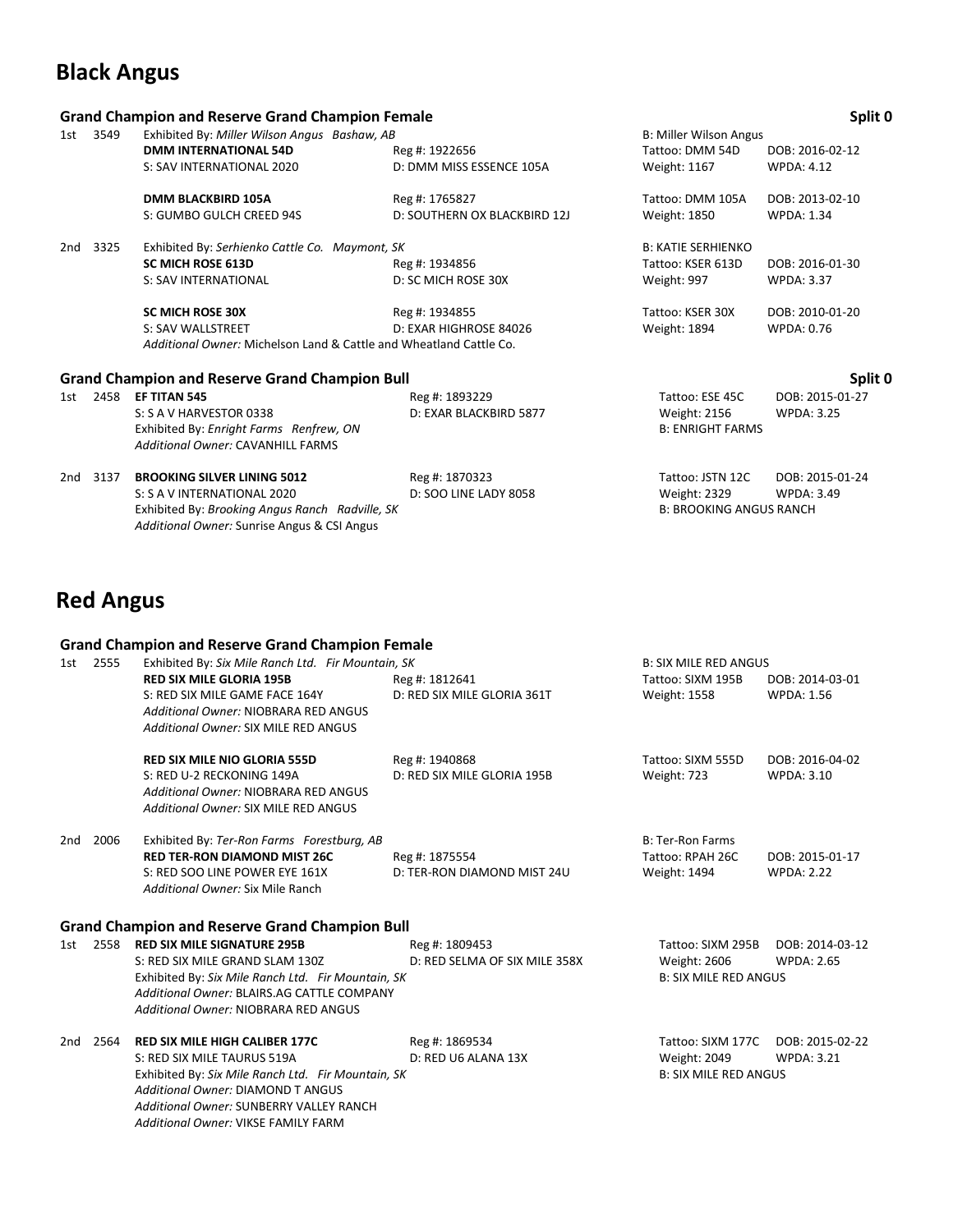# Black Angus

### Grand Champion and Reserve Grand Champion Female — Split 0

**1st 3549** Exhibited By: *Miller Wilson Angus Bashaw, AB* — B: Miller Wilson Angus

| Name | Reg # / Dam | Tattoo / Weight | DOB / WPDA |
|---|---|---|---|
| **DMM INTERNATIONAL 54D** | Reg #: 1922656 | Tattoo: DMM 54D | DOB: 2016-02-12 |
| S: SAV INTERNATIONAL 2020 | D: DMM MISS ESSENCE 105A | Weight: 1167 | WPDA: 4.12 |
| **DMM BLACKBIRD 105A** | Reg #: 1765827 | Tattoo: DMM 105A | DOB: 2013-02-10 |
| S: GUMBO GULCH CREED 94S | D: SOUTHERN OX BLACKBIRD 12J | Weight: 1850 | WPDA: 1.34 |

**2nd 3325** Exhibited By: *Serhienko Cattle Co. Maymont, SK* — B: KATIE SERHIENKO

| Name | Reg # / Dam | Tattoo / Weight | DOB / WPDA |
|---|---|---|---|
| **SC MICH ROSE 613D** | Reg #: 1934856 | Tattoo: KSER 613D | DOB: 2016-01-30 |
| S: SAV INTERNATIONAL | D: SC MICH ROSE 30X | Weight: 997 | WPDA: 3.37 |
| **SC MICH ROSE 30X** | Reg #: 1934855 | Tattoo: KSER 30X | DOB: 2010-01-20 |
| S: SAV WALLSTREET | D: EXAR HIGHROSE 84026 | Weight: 1894 | WPDA: 0.76 |

*Additional Owner:* Michelson Land & Cattle and Wheatland Cattle Co.

### Grand Champion and Reserve Grand Champion Bull — Split 0

**1st 2458 EF TITAN 545** — Reg #: 1893229 — Tattoo: ESE 45C — DOB: 2015-01-27
S: S A V HARVESTOR 0338 — D: EXAR BLACKBIRD 5877 — Weight: 2156 — WPDA: 3.25
Exhibited By: *Enright Farms Renfrew, ON* — B: ENRIGHT FARMS
*Additional Owner:* CAVANHILL FARMS

**2nd 3137 BROOKING SILVER LINING 5012** — Reg #: 1870323 — Tattoo: JSTN 12C — DOB: 2015-01-24
S: S A V INTERNATIONAL 2020 — D: SOO LINE LADY 8058 — Weight: 2329 — WPDA: 3.49
Exhibited By: *Brooking Angus Ranch Radville, SK* — B: BROOKING ANGUS RANCH
*Additional Owner:* Sunrise Angus & CSI Angus

# Red Angus

### Grand Champion and Reserve Grand Champion Female

**1st 2555** Exhibited By: *Six Mile Ranch Ltd. Fir Mountain, SK* — B: SIX MILE RED ANGUS

**RED SIX MILE GLORIA 195B** — Reg #: 1812641 — Tattoo: SIXM 195B — DOB: 2014-03-01
S: RED SIX MILE GAME FACE 164Y — D: RED SIX MILE GLORIA 361T — Weight: 1558 — WPDA: 1.56
*Additional Owner:* NIOBRARA RED ANGUS
*Additional Owner:* SIX MILE RED ANGUS

**RED SIX MILE NIO GLORIA 555D** — Reg #: 1940868 — Tattoo: SIXM 555D — DOB: 2016-04-02
S: RED U-2 RECKONING 149A — D: RED SIX MILE GLORIA 195B — Weight: 723 — WPDA: 3.10
*Additional Owner:* NIOBRARA RED ANGUS
*Additional Owner:* SIX MILE RED ANGUS

**2nd 2006** Exhibited By: *Ter-Ron Farms Forestburg, AB* — B: Ter-Ron Farms

**RED TER-RON DIAMOND MIST 26C** — Reg #: 1875554 — Tattoo: RPAH 26C — DOB: 2015-01-17
S: RED SOO LINE POWER EYE 161X — D: TER-RON DIAMOND MIST 24U — Weight: 1494 — WPDA: 2.22
*Additional Owner:* Six Mile Ranch

### Grand Champion and Reserve Grand Champion Bull

**1st 2558 RED SIX MILE SIGNATURE 295B** — Reg #: 1809453 — Tattoo: SIXM 295B — DOB: 2014-03-12
S: RED SIX MILE GRAND SLAM 130Z — D: RED SELMA OF SIX MILE 358X — Weight: 2606 — WPDA: 2.65
Exhibited By: *Six Mile Ranch Ltd. Fir Mountain, SK* — B: SIX MILE RED ANGUS
*Additional Owner:* BLAIRS.AG CATTLE COMPANY
*Additional Owner:* NIOBRARA RED ANGUS

**2nd 2564 RED SIX MILE HIGH CALIBER 177C** — Reg #: 1869534 — Tattoo: SIXM 177C — DOB: 2015-02-22
S: RED SIX MILE TAURUS 519A — D: RED U6 ALANA 13X — Weight: 2049 — WPDA: 3.21
Exhibited By: *Six Mile Ranch Ltd. Fir Mountain, SK* — B: SIX MILE RED ANGUS
*Additional Owner:* DIAMOND T ANGUS
*Additional Owner:* SUNBERRY VALLEY RANCH
*Additional Owner:* VIKSE FAMILY FARM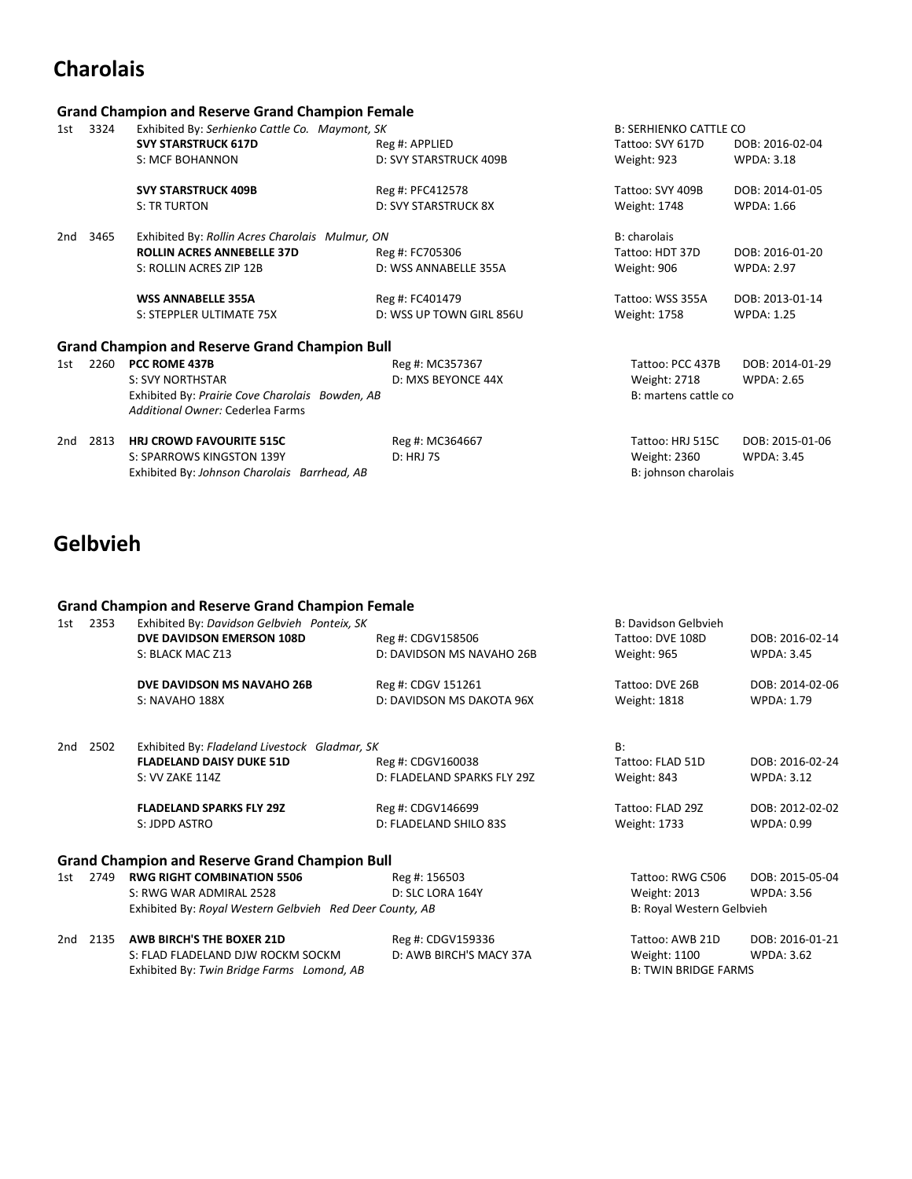# Charolais

### Grand Champion and Reserve Grand Champion Female

1st 3324 Exhibited By: *Serhienko Cattle Co. Maymont, SK* — B: SERHIENKO CATTLE CO

| | | | |
|---|---|---|---|
| **SVY STARSTRUCK 617D** | Reg #: APPLIED | Tattoo: SVY 617D | DOB: 2016-02-04 |
| S: MCF BOHANNON | D: SVY STARSTRUCK 409B | Weight: 923 | WPDA: 3.18 |
| **SVY STARSTRUCK 409B** | Reg #: PFC412578 | Tattoo: SVY 409B | DOB: 2014-01-05 |
| S: TR TURTON | D: SVY STARSTRUCK 8X | Weight: 1748 | WPDA: 1.66 |

2nd 3465 Exhibited By: *Rollin Acres Charolais Mulmur, ON* — B: charolais

| | | | |
|---|---|---|---|
| **ROLLIN ACRES ANNEBELLE 37D** | Reg #: FC705306 | Tattoo: HDT 37D | DOB: 2016-01-20 |
| S: ROLLIN ACRES ZIP 12B | D: WSS ANNABELLE 355A | Weight: 906 | WPDA: 2.97 |
| **WSS ANNABELLE 355A** | Reg #: FC401479 | Tattoo: WSS 355A | DOB: 2013-01-14 |
| S: STEPPLER ULTIMATE 75X | D: WSS UP TOWN GIRL 856U | Weight: 1758 | WPDA: 1.25 |

### Grand Champion and Reserve Grand Champion Bull

1st 2260 **PCC ROME 437B** — Reg #: MC357367 — Tattoo: PCC 437B — DOB: 2014-01-29
S: SVY NORTHSTAR — D: MXS BEYONCE 44X — Weight: 2718 — WPDA: 2.65
Exhibited By: *Prairie Cove Charolais Bowden, AB* — B: martens cattle co
*Additional Owner:* Cederlea Farms

2nd 2813 **HRJ CROWD FAVOURITE 515C** — Reg #: MC364667 — Tattoo: HRJ 515C — DOB: 2015-01-06
S: SPARROWS KINGSTON 139Y — D: HRJ 7S — Weight: 2360 — WPDA: 3.45
Exhibited By: *Johnson Charolais Barrhead, AB* — B: johnson charolais

# Gelbvieh

### Grand Champion and Reserve Grand Champion Female

1st 2353 Exhibited By: *Davidson Gelbvieh Ponteix, SK* — B: Davidson Gelbvieh

| | | | |
|---|---|---|---|
| **DVE DAVIDSON EMERSON 108D** | Reg #: CDGV158506 | Tattoo: DVE 108D | DOB: 2016-02-14 |
| S: BLACK MAC Z13 | D: DAVIDSON MS NAVAHO 26B | Weight: 965 | WPDA: 3.45 |
| **DVE DAVIDSON MS NAVAHO 26B** | Reg #: CDGV 151261 | Tattoo: DVE 26B | DOB: 2014-02-06 |
| S: NAVAHO 188X | D: DAVIDSON MS DAKOTA 96X | Weight: 1818 | WPDA: 1.79 |

2nd 2502 Exhibited By: *Fladeland Livestock Gladmar, SK* — B:

| | | | |
|---|---|---|---|
| **FLADELAND DAISY DUKE 51D** | Reg #: CDGV160038 | Tattoo: FLAD 51D | DOB: 2016-02-24 |
| S: VV ZAKE 114Z | D: FLADELAND SPARKS FLY 29Z | Weight: 843 | WPDA: 3.12 |
| **FLADELAND SPARKS FLY 29Z** | Reg #: CDGV146699 | Tattoo: FLAD 29Z | DOB: 2012-02-02 |
| S: JDPD ASTRO | D: FLADELAND SHILO 83S | Weight: 1733 | WPDA: 0.99 |

### Grand Champion and Reserve Grand Champion Bull

1st 2749 **RWG RIGHT COMBINATION 5506** — Reg #: 156503 — Tattoo: RWG C506 — DOB: 2015-05-04
S: RWG WAR ADMIRAL 2528 — D: SLC LORA 164Y — Weight: 2013 — WPDA: 3.56
Exhibited By: *Royal Western Gelbvieh Red Deer County, AB* — B: Royal Western Gelbvieh

2nd 2135 **AWB BIRCH'S THE BOXER 21D** — Reg #: CDGV159336 — Tattoo: AWB 21D — DOB: 2016-01-21
S: FLAD FLADELAND DJW ROCKM SOCKM — D: AWB BIRCH'S MACY 37A — Weight: 1100 — WPDA: 3.62
Exhibited By: *Twin Bridge Farms Lomond, AB* — B: TWIN BRIDGE FARMS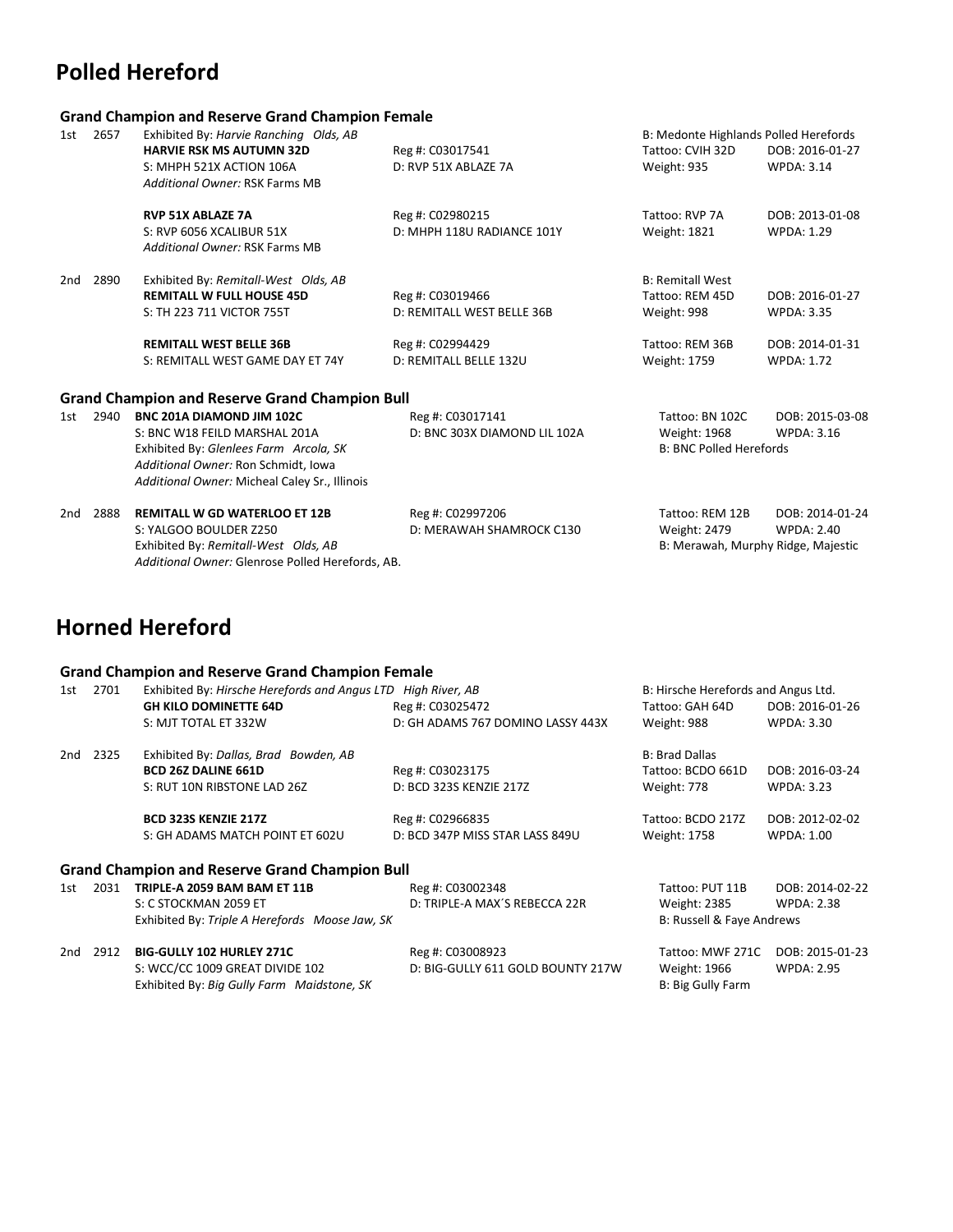# Polled Hereford

### Grand Champion and Reserve Grand Champion Female

1st 2657 Exhibited By: *Harvie Ranching Olds, AB* — B: Medonte Highlands Polled Herefords

**HARVIE RSK MS AUTUMN 32D** — Reg #: C03017541 — Tattoo: CVIH 32D — DOB: 2016-01-27
S: MHPH 521X ACTION 106A — D: RVP 51X ABLAZE 7A — Weight: 935 — WPDA: 3.14
*Additional Owner:* RSK Farms MB

**RVP 51X ABLAZE 7A** — Reg #: C02980215 — Tattoo: RVP 7A — DOB: 2013-01-08
S: RVP 6056 XCALIBUR 51X — D: MHPH 118U RADIANCE 101Y — Weight: 1821 — WPDA: 1.29
*Additional Owner:* RSK Farms MB

2nd 2890 Exhibited By: *Remitall-West Olds, AB* — B: Remitall West

**REMITALL W FULL HOUSE 45D** — Reg #: C03019466 — Tattoo: REM 45D — DOB: 2016-01-27
S: TH 223 711 VICTOR 755T — D: REMITALL WEST BELLE 36B — Weight: 998 — WPDA: 3.35

**REMITALL WEST BELLE 36B** — Reg #: C02994429 — Tattoo: REM 36B — DOB: 2014-01-31
S: REMITALL WEST GAME DAY ET 74Y — D: REMITALL BELLE 132U — Weight: 1759 — WPDA: 1.72

### Grand Champion and Reserve Grand Champion Bull

1st 2940 **BNC 201A DIAMOND JIM 102C** — Reg #: C03017141 — Tattoo: BN 102C — DOB: 2015-03-08
S: BNC W18 FEILD MARSHAL 201A — D: BNC 303X DIAMOND LIL 102A — Weight: 1968 — WPDA: 3.16
Exhibited By: *Glenlees Farm Arcola, SK* — B: BNC Polled Herefords
*Additional Owner:* Ron Schmidt, Iowa
*Additional Owner:* Micheal Caley Sr., Illinois

2nd 2888 **REMITALL W GD WATERLOO ET 12B** — Reg #: C02997206 — Tattoo: REM 12B — DOB: 2014-01-24
S: YALGOO BOULDER Z250 — D: MERAWAH SHAMROCK C130 — Weight: 2479 — WPDA: 2.40
Exhibited By: *Remitall-West Olds, AB* — B: Merawah, Murphy Ridge, Majestic
*Additional Owner:* Glenrose Polled Herefords, AB.

# Horned Hereford

### Grand Champion and Reserve Grand Champion Female

1st 2701 Exhibited By: *Hirsche Herefords and Angus LTD High River, AB* — B: Hirsche Herefords and Angus Ltd.

**GH KILO DOMINETTE 64D** — Reg #: C03025472 — Tattoo: GAH 64D — DOB: 2016-01-26
S: MJT TOTAL ET 332W — D: GH ADAMS 767 DOMINO LASSY 443X — Weight: 988 — WPDA: 3.30

2nd 2325 Exhibited By: *Dallas, Brad Bowden, AB* — B: Brad Dallas

**BCD 26Z DALINE 661D** — Reg #: C03023175 — Tattoo: BCDO 661D — DOB: 2016-03-24
S: RUT 10N RIBSTONE LAD 26Z — D: BCD 323S KENZIE 217Z — Weight: 778 — WPDA: 3.23

**BCD 323S KENZIE 217Z** — Reg #: C02966835 — Tattoo: BCDO 217Z — DOB: 2012-02-02
S: GH ADAMS MATCH POINT ET 602U — D: BCD 347P MISS STAR LASS 849U — Weight: 1758 — WPDA: 1.00

### Grand Champion and Reserve Grand Champion Bull

1st 2031 **TRIPLE-A 2059 BAM BAM ET 11B** — Reg #: C03002348 — Tattoo: PUT 11B — DOB: 2014-02-22
S: C STOCKMAN 2059 ET — D: TRIPLE-A MAX´S REBECCA 22R — Weight: 2385 — WPDA: 2.38
Exhibited By: *Triple A Herefords Moose Jaw, SK* — B: Russell & Faye Andrews

2nd 2912 **BIG-GULLY 102 HURLEY 271C** — Reg #: C03008923 — Tattoo: MWF 271C — DOB: 2015-01-23
S: WCC/CC 1009 GREAT DIVIDE 102 — D: BIG-GULLY 611 GOLD BOUNTY 217W — Weight: 1966 — WPDA: 2.95
Exhibited By: *Big Gully Farm Maidstone, SK* — B: Big Gully Farm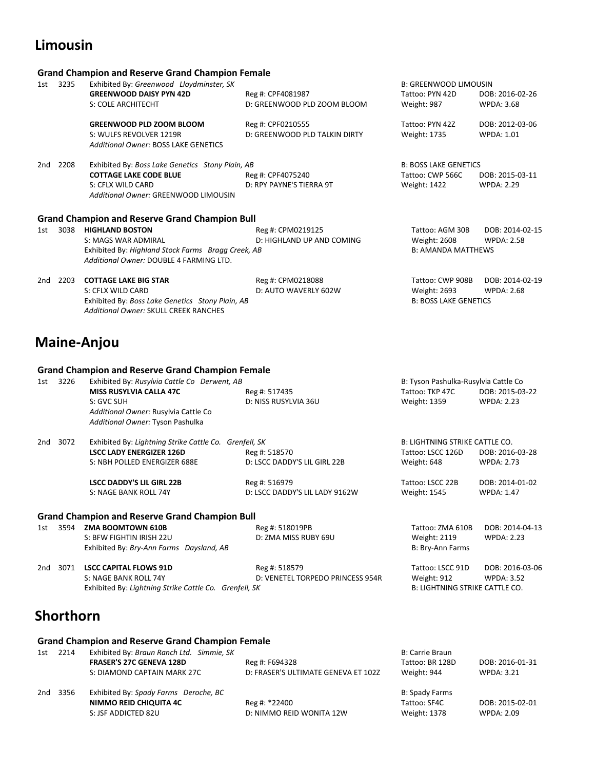## Limousin

### Grand Champion and Reserve Grand Champion Female

| Place | No. | Entry | Reg/Dam | Tattoo/Weight | DOB/WPDA |
|---|---|---|---|---|---|
| 1st | 3235 | Exhibited By: *Greenwood Lloydminster, SK* | | B: GREENWOOD LIMOUSIN | |
| | | **GREENWOOD DAISY PYN 42D** | Reg #: CPF4081987 | Tattoo: PYN 42D | DOB: 2016-02-26 |
| | | S: COLE ARCHITECHT | D: GREENWOOD PLD ZOOM BLOOM | Weight: 987 | WPDA: 3.68 |
| | | **GREENWOOD PLD ZOOM BLOOM** | Reg #: CPF0210555 | Tattoo: PYN 42Z | DOB: 2012-03-06 |
| | | S: WULFS REVOLVER 1219R | D: GREENWOOD PLD TALKIN DIRTY | Weight: 1735 | WPDA: 1.01 |
| | | *Additional Owner:* BOSS LAKE GENETICS | | | |
| 2nd | 2208 | Exhibited By: *Boss Lake Genetics Stony Plain, AB* | | B: BOSS LAKE GENETICS | |
| | | **COTTAGE LAKE CODE BLUE** | Reg #: CPF4075240 | Tattoo: CWP 566C | DOB: 2015-03-11 |
| | | S: CFLX WILD CARD | D: RPY PAYNE'S TIERRA 9T | Weight: 1422 | WPDA: 2.29 |
| | | *Additional Owner:* GREENWOOD LIMOUSIN | | | |

### Grand Champion and Reserve Grand Champion Bull

| Place | No. | Entry | Reg/Dam | Tattoo/Weight | DOB/WPDA |
|---|---|---|---|---|---|
| 1st | 3038 | **HIGHLAND BOSTON** | Reg #: CPM0219125 | Tattoo: AGM 30B | DOB: 2014-02-15 |
| | | S: MAGS WAR ADMIRAL | D: HIGHLAND UP AND COMING | Weight: 2608 | WPDA: 2.58 |
| | | Exhibited By: *Highland Stock Farms Bragg Creek, AB* | | B: AMANDA MATTHEWS | |
| | | *Additional Owner:* DOUBLE 4 FARMING LTD. | | | |
| 2nd | 2203 | **COTTAGE LAKE BIG STAR** | Reg #: CPM0218088 | Tattoo: CWP 908B | DOB: 2014-02-19 |
| | | S: CFLX WILD CARD | D: AUTO WAVERLY 602W | Weight: 2693 | WPDA: 2.68 |
| | | Exhibited By: *Boss Lake Genetics Stony Plain, AB* | | B: BOSS LAKE GENETICS | |
| | | *Additional Owner:* SKULL CREEK RANCHES | | | |

## Maine-Anjou

### Grand Champion and Reserve Grand Champion Female

| Place | No. | Entry | Reg/Dam | Tattoo/Weight | DOB/WPDA |
|---|---|---|---|---|---|
| 1st | 3226 | Exhibited By: *Rusylvia Cattle Co Derwent, AB* | | B: Tyson Pashulka-Rusylvia Cattle Co | |
| | | **MISS RUSYLVIA CALLA 47C** | Reg #: 517435 | Tattoo: TKP 47C | DOB: 2015-03-22 |
| | | S: GVC SUH | D: NISS RUSYLVIA 36U | Weight: 1359 | WPDA: 2.23 |
| | | *Additional Owner:* Rusylvia Cattle Co | | | |
| | | *Additional Owner:* Tyson Pashulka | | | |
| 2nd | 3072 | Exhibited By: *Lightning Strike Cattle Co. Grenfell, SK* | | B: LIGHTNING STRIKE CATTLE CO. | |
| | | **LSCC LADY ENERGIZER 126D** | Reg #: 518570 | Tattoo: LSCC 126D | DOB: 2016-03-28 |
| | | S: NBH POLLED ENERGIZER 688E | D: LSCC DADDY'S LIL GIRL 22B | Weight: 648 | WPDA: 2.73 |
| | | **LSCC DADDY'S LIL GIRL 22B** | Reg #: 516979 | Tattoo: LSCC 22B | DOB: 2014-01-02 |
| | | S: NAGE BANK ROLL 74Y | D: LSCC DADDY'S LIL LADY 9162W | Weight: 1545 | WPDA: 1.47 |

### Grand Champion and Reserve Grand Champion Bull

| Place | No. | Entry | Reg/Dam | Tattoo/Weight | DOB/WPDA |
|---|---|---|---|---|---|
| 1st | 3594 | **ZMA BOOMTOWN 610B** | Reg #: 518019PB | Tattoo: ZMA 610B | DOB: 2014-04-13 |
| | | S: BFW FIGHTIN IRISH 22U | D: ZMA MISS RUBY 69U | Weight: 2119 | WPDA: 2.23 |
| | | Exhibited By: *Bry-Ann Farms Daysland, AB* | | B: Bry-Ann Farms | |
| 2nd | 3071 | **LSCC CAPITAL FLOWS 91D** | Reg #: 518579 | Tattoo: LSCC 91D | DOB: 2016-03-06 |
| | | S: NAGE BANK ROLL 74Y | D: VENETEL TORPEDO PRINCESS 954R | Weight: 912 | WPDA: 3.52 |
| | | Exhibited By: *Lightning Strike Cattle Co. Grenfell, SK* | | B: LIGHTNING STRIKE CATTLE CO. | |

## Shorthorn

### Grand Champion and Reserve Grand Champion Female

| Place | No. | Entry | Reg/Dam | Tattoo/Weight | DOB/WPDA |
|---|---|---|---|---|---|
| 1st | 2214 | Exhibited By: *Braun Ranch Ltd. Simmie, SK* | | B: Carrie Braun | |
| | | **FRASER'S 27C GENEVA 128D** | Reg #: F694328 | Tattoo: BR 128D | DOB: 2016-01-31 |
| | | S: DIAMOND CAPTAIN MARK 27C | D: FRASER'S ULTIMATE GENEVA ET 102Z | Weight: 944 | WPDA: 3.21 |
| 2nd | 3356 | Exhibited By: *Spady Farms Deroche, BC* | | B: Spady Farms | |
| | | **NIMMO REID CHIQUITA 4C** | Reg #: *22400 | Tattoo: SF4C | DOB: 2015-02-01 |
| | | S: JSF ADDICTED 82U | D: NIMMO REID WONITA 12W | Weight: 1378 | WPDA: 2.09 |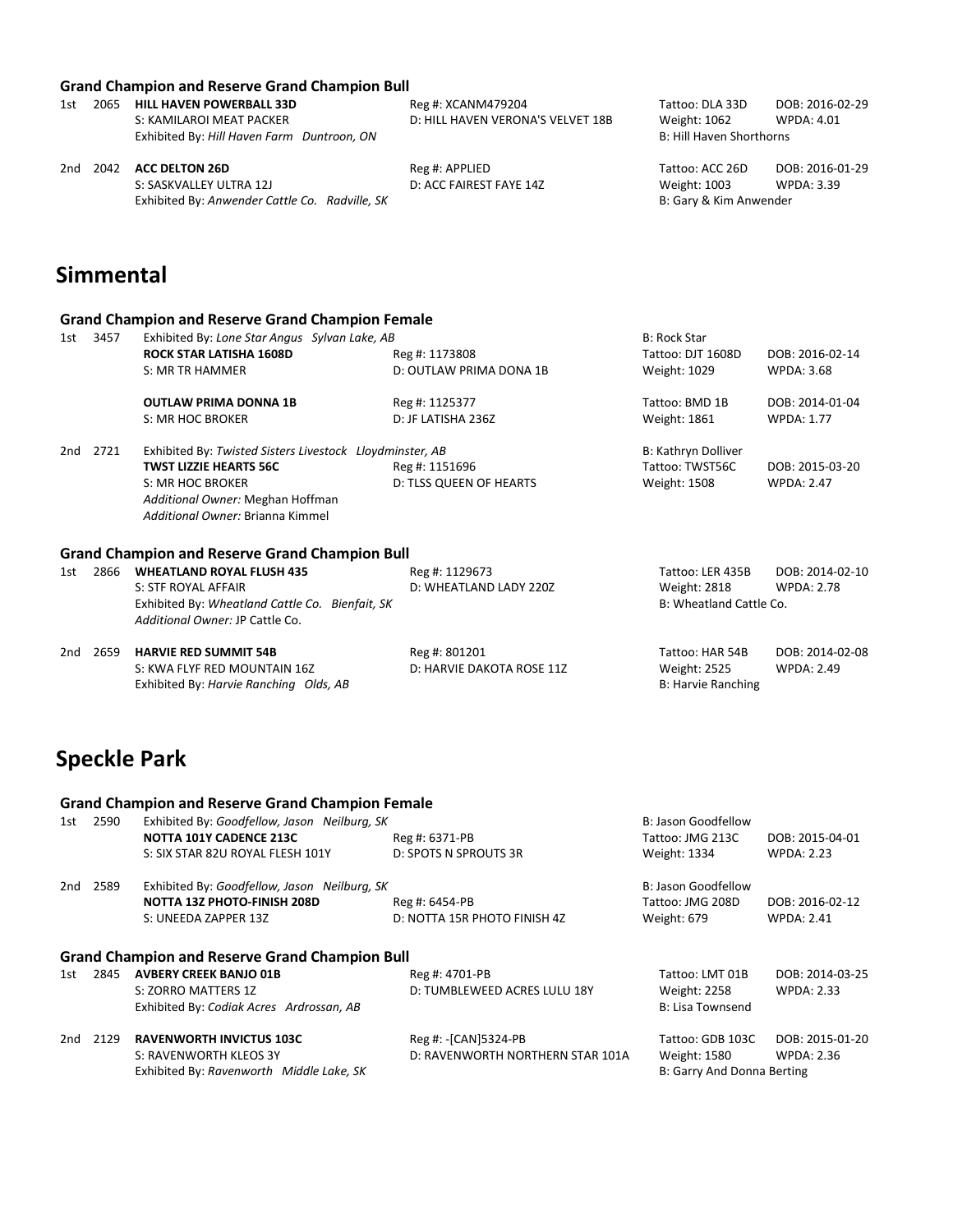### Grand Champion and Reserve Grand Champion Bull

1st 2065 **HILL HAVEN POWERBALL 33D** Reg #: XCANM479204 Tattoo: DLA 33D DOB: 2016-02-29
S: KAMILAROI MEAT PACKER D: HILL HAVEN VERONA'S VELVET 18B Weight: 1062 WPDA: 4.01
Exhibited By: *Hill Haven Farm Duntroon, ON* B: Hill Haven Shorthorns

2nd 2042 **ACC DELTON 26D** Reg #: APPLIED Tattoo: ACC 26D DOB: 2016-01-29
S: SASKVALLEY ULTRA 12J D: ACC FAIREST FAYE 14Z Weight: 1003 WPDA: 3.39
Exhibited By: *Anwender Cattle Co. Radville, SK* B: Gary & Kim Anwender

# Simmental

### Grand Champion and Reserve Grand Champion Female

1st 3457 Exhibited By: *Lone Star Angus Sylvan Lake, AB* B: Rock Star
**ROCK STAR LATISHA 1608D** Reg #: 1173808 Tattoo: DJT 1608D DOB: 2016-02-14
S: MR TR HAMMER D: OUTLAW PRIMA DONA 1B Weight: 1029 WPDA: 3.68

**OUTLAW PRIMA DONNA 1B** Reg #: 1125377 Tattoo: BMD 1B DOB: 2014-01-04
S: MR HOC BROKER D: JF LATISHA 236Z Weight: 1861 WPDA: 1.77

2nd 2721 Exhibited By: *Twisted Sisters Livestock Lloydminster, AB* B: Kathryn Dolliver
**TWST LIZZIE HEARTS 56C** Reg #: 1151696 Tattoo: TWST56C DOB: 2015-03-20
S: MR HOC BROKER D: TLSS QUEEN OF HEARTS Weight: 1508 WPDA: 2.47
*Additional Owner:* Meghan Hoffman
*Additional Owner:* Brianna Kimmel

### Grand Champion and Reserve Grand Champion Bull

1st 2866 **WHEATLAND ROYAL FLUSH 435** Reg #: 1129673 Tattoo: LER 435B DOB: 2014-02-10
S: STF ROYAL AFFAIR D: WHEATLAND LADY 220Z Weight: 2818 WPDA: 2.78
Exhibited By: *Wheatland Cattle Co. Bienfait, SK* B: Wheatland Cattle Co.
*Additional Owner:* JP Cattle Co.

2nd 2659 **HARVIE RED SUMMIT 54B** Reg #: 801201 Tattoo: HAR 54B DOB: 2014-02-08
S: KWA FLYF RED MOUNTAIN 16Z D: HARVIE DAKOTA ROSE 11Z Weight: 2525 WPDA: 2.49
Exhibited By: *Harvie Ranching Olds, AB* B: Harvie Ranching

# Speckle Park

### Grand Champion and Reserve Grand Champion Female

1st 2590 Exhibited By: *Goodfellow, Jason Neilburg, SK* B: Jason Goodfellow
**NOTTA 101Y CADENCE 213C** Reg #: 6371-PB Tattoo: JMG 213C DOB: 2015-04-01
S: SIX STAR 82U ROYAL FLESH 101Y D: SPOTS N SPROUTS 3R Weight: 1334 WPDA: 2.23

2nd 2589 Exhibited By: *Goodfellow, Jason Neilburg, SK* B: Jason Goodfellow
**NOTTA 13Z PHOTO-FINISH 208D** Reg #: 6454-PB Tattoo: JMG 208D DOB: 2016-02-12
S: UNEEDA ZAPPER 13Z D: NOTTA 15R PHOTO FINISH 4Z Weight: 679 WPDA: 2.41

### Grand Champion and Reserve Grand Champion Bull

1st 2845 **AVBERY CREEK BANJO 01B** Reg #: 4701-PB Tattoo: LMT 01B DOB: 2014-03-25
S: ZORRO MATTERS 1Z D: TUMBLEWEED ACRES LULU 18Y Weight: 2258 WPDA: 2.33
Exhibited By: *Codiak Acres Ardrossan, AB* B: Lisa Townsend

2nd 2129 **RAVENWORTH INVICTUS 103C** Reg #: -[CAN]5324-PB Tattoo: GDB 103C DOB: 2015-01-20
S: RAVENWORTH KLEOS 3Y D: RAVENWORTH NORTHERN STAR 101A Weight: 1580 WPDA: 2.36
Exhibited By: *Ravenworth Middle Lake, SK* B: Garry And Donna Berting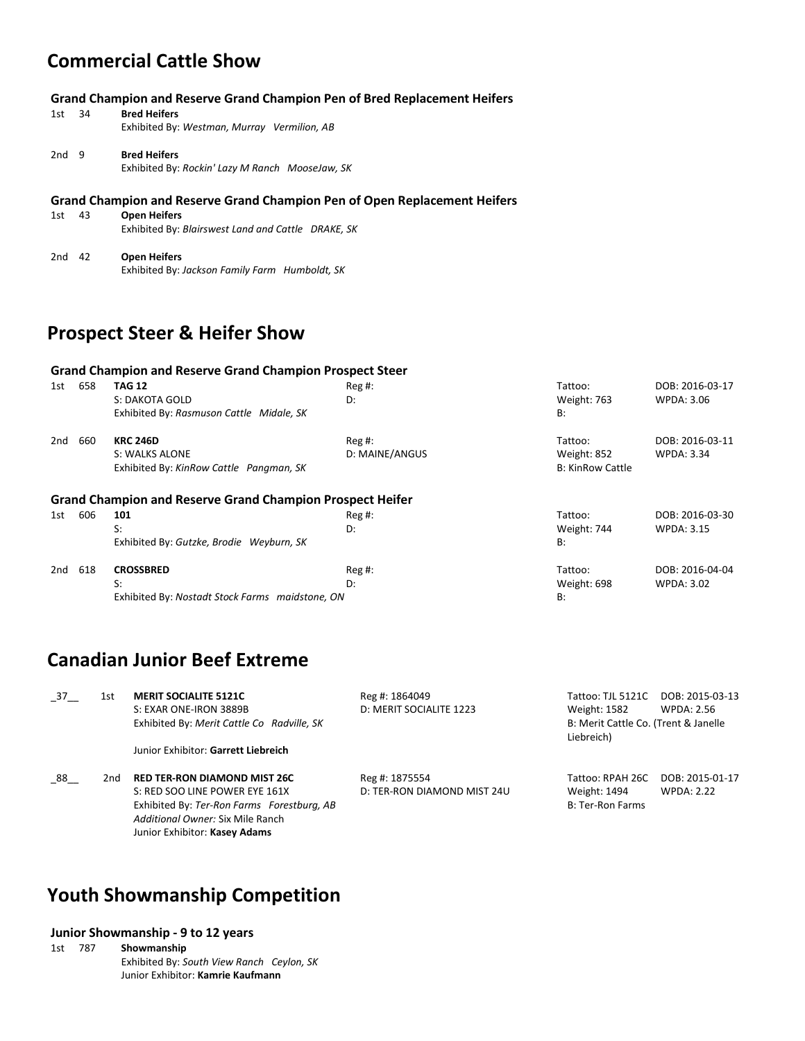## Commercial Cattle Show

### Grand Champion and Reserve Grand Champion Pen of Bred Replacement Heifers

1st 34 **Bred Heifers**
Exhibited By: *Westman, Murray Vermilion, AB*

2nd 9 **Bred Heifers**
Exhibited By: *Rockin' Lazy M Ranch MooseJaw, SK*

### Grand Champion and Reserve Grand Champion Pen of Open Replacement Heifers

1st 43 **Open Heifers**
Exhibited By: *Blairswest Land and Cattle DRAKE, SK*

2nd 42 **Open Heifers**
Exhibited By: *Jackson Family Farm Humboldt, SK*

## Prospect Steer & Heifer Show

### Grand Champion and Reserve Grand Champion Prospect Steer

1st 658 **TAG 12** Reg #: Tattoo: DOB: 2016-03-17
S: DAKOTA GOLD D: Weight: 763 WPDA: 3.06
Exhibited By: *Rasmuson Cattle Midale, SK* B:

2nd 660 **KRC 246D** Reg #: Tattoo: DOB: 2016-03-11
S: WALKS ALONE D: MAINE/ANGUS Weight: 852 WPDA: 3.34
Exhibited By: *KinRow Cattle Pangman, SK* B: KinRow Cattle

### Grand Champion and Reserve Grand Champion Prospect Heifer

1st 606 **101** Reg #: Tattoo: DOB: 2016-03-30
S: D: Weight: 744 WPDA: 3.15
Exhibited By: *Gutzke, Brodie Weyburn, SK* B:

2nd 618 **CROSSBRED** Reg #: Tattoo: DOB: 2016-04-04
S: D: Weight: 698 WPDA: 3.02
Exhibited By: *Nostadt Stock Farms maidstone, ON* B:

## Canadian Junior Beef Extreme

_37__ 1st **MERIT SOCIALITE 5121C** Reg #: 1864049 Tattoo: TJL 5121C DOB: 2015-03-13
S: EXAR ONE-IRON 3889B D: MERIT SOCIALITE 1223 Weight: 1582 WPDA: 2.56
Exhibited By: *Merit Cattle Co Radville, SK* B: Merit Cattle Co. (Trent & Janelle Liebreich)
Junior Exhibitor: **Garrett Liebreich**

_88__ 2nd **RED TER-RON DIAMOND MIST 26C** Reg #: 1875554 Tattoo: RPAH 26C DOB: 2015-01-17
S: RED SOO LINE POWER EYE 161X D: TER-RON DIAMOND MIST 24U Weight: 1494 WPDA: 2.22
Exhibited By: *Ter-Ron Farms Forestburg, AB* B: Ter-Ron Farms
*Additional Owner:* Six Mile Ranch
Junior Exhibitor: **Kasey Adams**

## Youth Showmanship Competition

### Junior Showmanship - 9 to 12 years

1st 787 **Showmanship**
Exhibited By: *South View Ranch Ceylon, SK*
Junior Exhibitor: **Kamrie Kaufmann**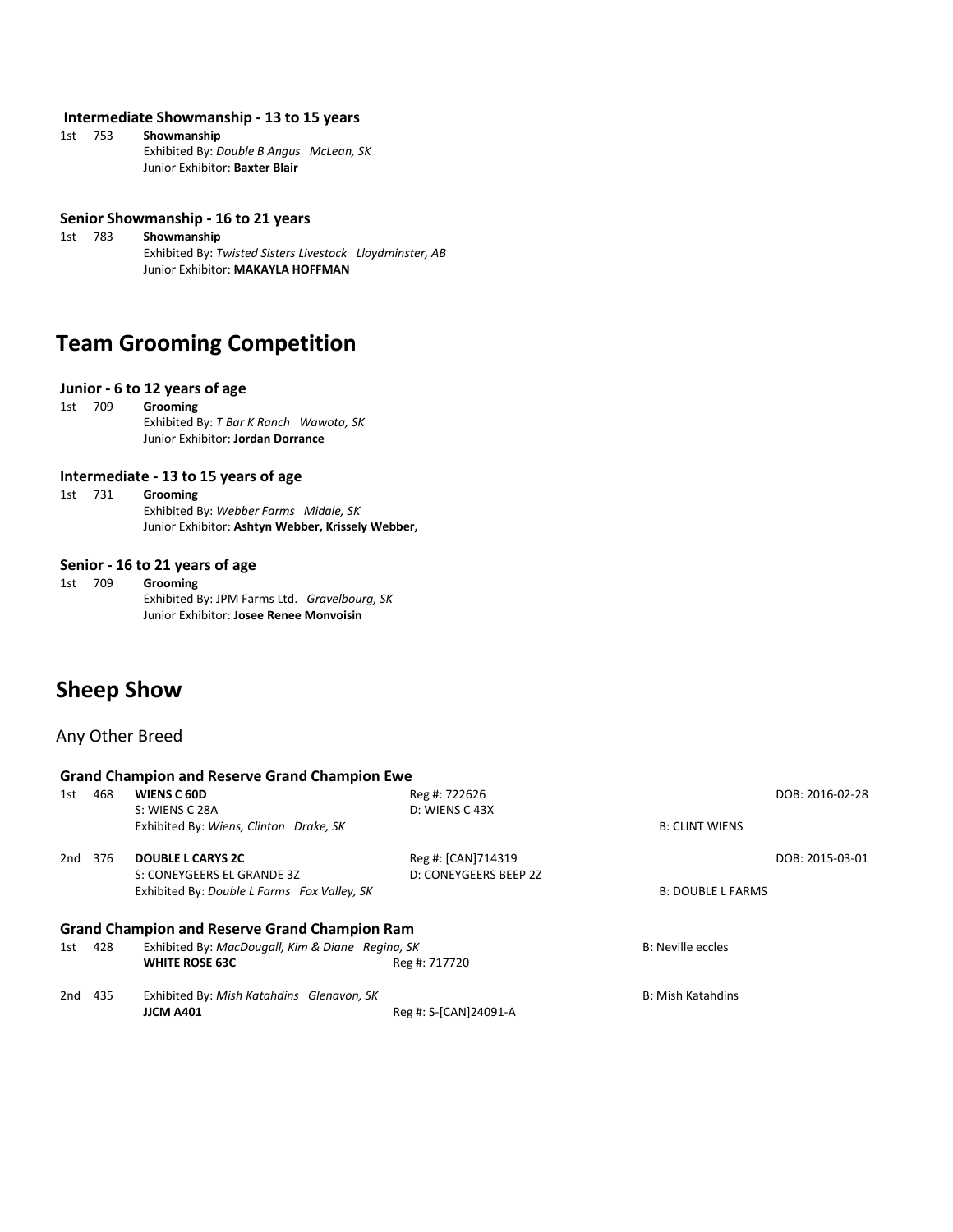### Intermediate Showmanship - 13 to 15 years

1st 753 **Showmanship**
Exhibited By: *Double B Angus McLean, SK*
Junior Exhibitor: **Baxter Blair**

### Senior Showmanship - 16 to 21 years

1st 783 **Showmanship**
Exhibited By: *Twisted Sisters Livestock Lloydminster, AB*
Junior Exhibitor: **MAKAYLA HOFFMAN**

## Team Grooming Competition

### Junior - 6 to 12 years of age

1st 709 **Grooming**
Exhibited By: *T Bar K Ranch Wawota, SK*
Junior Exhibitor: **Jordan Dorrance**

### Intermediate - 13 to 15 years of age

1st 731 **Grooming**
Exhibited By: *Webber Farms Midale, SK*
Junior Exhibitor: **Ashtyn Webber, Krissely Webber,**

### Senior - 16 to 21 years of age

1st 709 **Grooming**
Exhibited By: JPM Farms Ltd. *Gravelbourg, SK*
Junior Exhibitor: **Josee Renee Monvoisin**

## Sheep Show

Any Other Breed

### Grand Champion and Reserve Grand Champion Ewe

1st 468 **WIENS C 60D** — Reg #: 722626 — DOB: 2016-02-28
S: WIENS C 28A — D: WIENS C 43X
Exhibited By: *Wiens, Clinton Drake, SK* — B: CLINT WIENS

2nd 376 **DOUBLE L CARYS 2C** — Reg #: [CAN]714319 — DOB: 2015-03-01
S: CONEYGEERS EL GRANDE 3Z — D: CONEYGEERS BEEP 2Z
Exhibited By: *Double L Farms Fox Valley, SK* — B: DOUBLE L FARMS

### Grand Champion and Reserve Grand Champion Ram

1st 428 Exhibited By: *MacDougall, Kim & Diane Regina, SK* — B: Neville eccles
**WHITE ROSE 63C** — Reg #: 717720

2nd 435 Exhibited By: *Mish Katahdins Glenavon, SK* — B: Mish Katahdins
**JJCM A401** — Reg #: S-[CAN]24091-A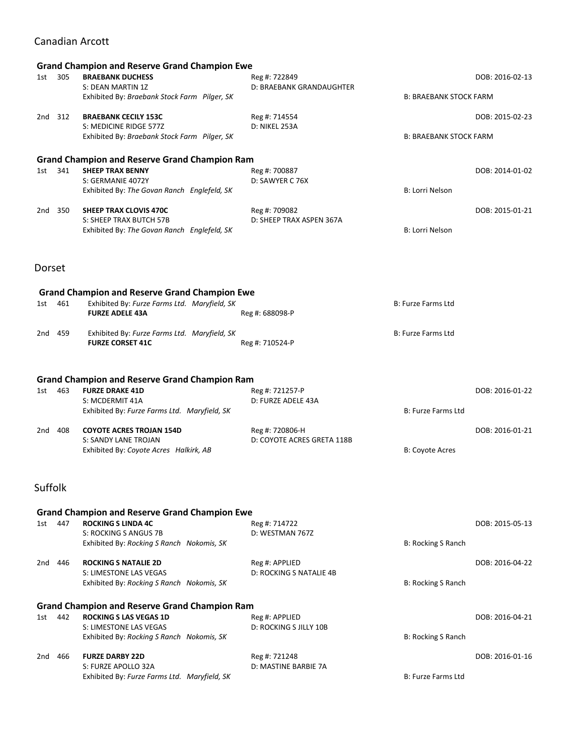## Canadian Arcott

### Grand Champion and Reserve Grand Champion Ewe

1st 305 **BRAEBANK DUCHESS** Reg #: 722849 DOB: 2016-02-13
S: DEAN MARTIN 1Z D: BRAEBANK GRANDAUGHTER
Exhibited By: *Braebank Stock Farm Pilger, SK* B: BRAEBANK STOCK FARM

2nd 312 **BRAEBANK CECILY 153C** Reg #: 714554 DOB: 2015-02-23
S: MEDICINE RIDGE 577Z D: NIKEL 253A
Exhibited By: *Braebank Stock Farm Pilger, SK* B: BRAEBANK STOCK FARM

### Grand Champion and Reserve Grand Champion Ram

1st 341 **SHEEP TRAX BENNY** Reg #: 700887 DOB: 2014-01-02
S: GERMANIE 4072Y D: SAWYER C 76X
Exhibited By: *The Govan Ranch Englefeld, SK* B: Lorri Nelson

2nd 350 **SHEEP TRAX CLOVIS 470C** Reg #: 709082 DOB: 2015-01-21
S: SHEEP TRAX BUTCH 57B D: SHEEP TRAX ASPEN 367A
Exhibited By: *The Govan Ranch Englefeld, SK* B: Lorri Nelson

## Dorset

### Grand Champion and Reserve Grand Champion Ewe

1st 461 Exhibited By: *Furze Farms Ltd. Maryfield, SK* B: Furze Farms Ltd
**FURZE ADELE 43A** Reg #: 688098-P

2nd 459 Exhibited By: *Furze Farms Ltd. Maryfield, SK* B: Furze Farms Ltd
**FURZE CORSET 41C** Reg #: 710524-P

### Grand Champion and Reserve Grand Champion Ram

1st 463 **FURZE DRAKE 41D** Reg #: 721257-P DOB: 2016-01-22
S: MCDERMIT 41A D: FURZE ADELE 43A
Exhibited By: *Furze Farms Ltd. Maryfield, SK* B: Furze Farms Ltd

2nd 408 **COYOTE ACRES TROJAN 154D** Reg #: 720806-H DOB: 2016-01-21
S: SANDY LANE TROJAN D: COYOTE ACRES GRETA 118B
Exhibited By: *Coyote Acres Halkirk, AB* B: Coyote Acres

## Suffolk

### Grand Champion and Reserve Grand Champion Ewe

1st 447 **ROCKING S LINDA 4C** Reg #: 714722 DOB: 2015-05-13
S: ROCKING S ANGUS 7B D: WESTMAN 767Z
Exhibited By: *Rocking S Ranch Nokomis, SK* B: Rocking S Ranch

2nd 446 **ROCKING S NATALIE 2D** Reg #: APPLIED DOB: 2016-04-22
S: LIMESTONE LAS VEGAS D: ROCKING S NATALIE 4B
Exhibited By: *Rocking S Ranch Nokomis, SK* B: Rocking S Ranch

### Grand Champion and Reserve Grand Champion Ram

1st 442 **ROCKING S LAS VEGAS 1D** Reg #: APPLIED DOB: 2016-04-21
S: LIMESTONE LAS VEGAS D: ROCKING S JILLY 10B
Exhibited By: *Rocking S Ranch Nokomis, SK* B: Rocking S Ranch

2nd 466 **FURZE DARBY 22D** Reg #: 721248 DOB: 2016-01-16
S: FURZE APOLLO 32A D: MASTINE BARBIE 7A
Exhibited By: *Furze Farms Ltd. Maryfield, SK* B: Furze Farms Ltd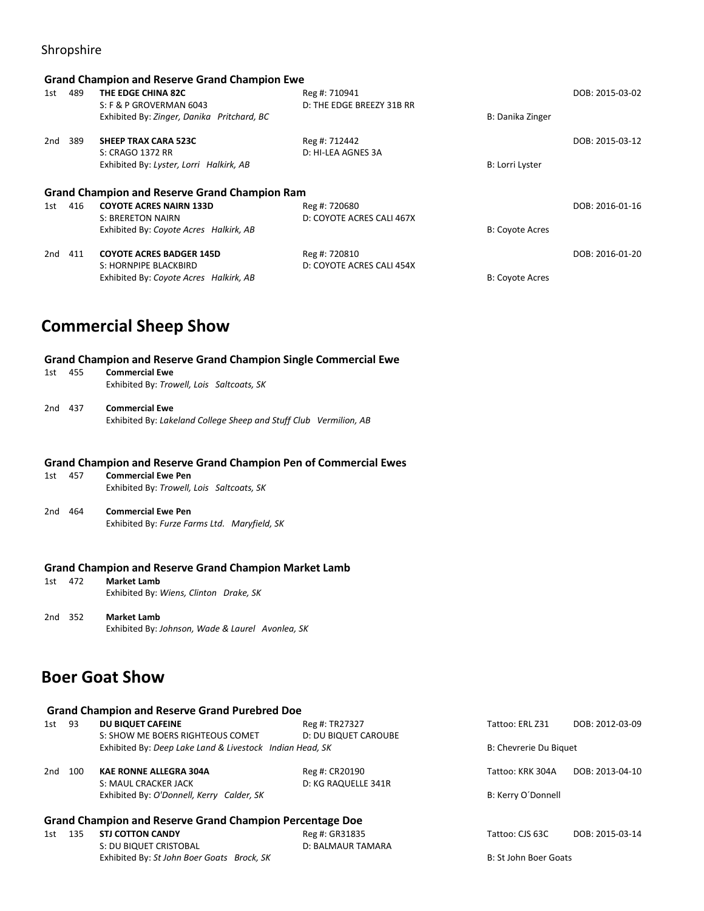Shropshire

#### Grand Champion and Reserve Grand Champion Ewe

| Place | No. | Name | Reg/Dam | Breeder | DOB |
|---|---|---|---|---|---|
| 1st | 489 | **THE EDGE CHINA 82C**<br>S: F & P GROVERMAN 6043<br>Exhibited By: *Zinger, Danika Pritchard, BC* | Reg #: 710941<br>D: THE EDGE BREEZY 31B RR | B: Danika Zinger | DOB: 2015-03-02 |
| 2nd | 389 | **SHEEP TRAX CARA 523C**<br>S: CRAGO 1372 RR<br>Exhibited By: *Lyster, Lorri Halkirk, AB* | Reg #: 712442<br>D: HI-LEA AGNES 3A | B: Lorri Lyster | DOB: 2015-03-12 |

#### Grand Champion and Reserve Grand Champion Ram

| Place | No. | Name | Reg/Dam | Breeder | DOB |
|---|---|---|---|---|---|
| 1st | 416 | **COYOTE ACRES NAIRN 133D**<br>S: BRERETON NAIRN<br>Exhibited By: *Coyote Acres Halkirk, AB* | Reg #: 720680<br>D: COYOTE ACRES CALI 467X | B: Coyote Acres | DOB: 2016-01-16 |
| 2nd | 411 | **COYOTE ACRES BADGER 145D**<br>S: HORNPIPE BLACKBIRD<br>Exhibited By: *Coyote Acres Halkirk, AB* | Reg #: 720810<br>D: COYOTE ACRES CALI 454X | B: Coyote Acres | DOB: 2016-01-20 |

## Commercial Sheep Show

#### Grand Champion and Reserve Grand Champion Single Commercial Ewe

1st 455 **Commercial Ewe**
Exhibited By: *Trowell, Lois Saltcoats, SK*

2nd 437 **Commercial Ewe**
Exhibited By: *Lakeland College Sheep and Stuff Club Vermilion, AB*

#### Grand Champion and Reserve Grand Champion Pen of Commercial Ewes

1st 457 **Commercial Ewe Pen**
Exhibited By: *Trowell, Lois Saltcoats, SK*

2nd 464 **Commercial Ewe Pen**
Exhibited By: *Furze Farms Ltd. Maryfield, SK*

#### Grand Champion and Reserve Grand Champion Market Lamb

1st 472 **Market Lamb**
Exhibited By: *Wiens, Clinton Drake, SK*

2nd 352 **Market Lamb**
Exhibited By: *Johnson, Wade & Laurel Avonlea, SK*

## Boer Goat Show

#### Grand Champion and Reserve Grand Purebred Doe

| Place | No. | Name | Reg/Dam | Tattoo/Breeder | DOB |
|---|---|---|---|---|---|
| 1st | 93 | **DU BIQUET CAFEINE**<br>S: SHOW ME BOERS RIGHTEOUS COMET<br>Exhibited By: *Deep Lake Land & Livestock Indian Head, SK* | Reg #: TR27327<br>D: DU BIQUET CAROUBE | Tattoo: ERL Z31<br>B: Chevrerie Du Biquet | DOB: 2012-03-09 |
| 2nd | 100 | **KAE RONNE ALLEGRA 304A**<br>S: MAUL CRACKER JACK<br>Exhibited By: *O'Donnell, Kerry Calder, SK* | Reg #: CR20190<br>D: KG RAQUELLE 341R | Tattoo: KRK 304A<br>B: Kerry O´Donnell | DOB: 2013-04-10 |

#### Grand Champion and Reserve Grand Champion Percentage Doe

| Place | No. | Name | Reg/Dam | Tattoo/Breeder | DOB |
|---|---|---|---|---|---|
| 1st | 135 | **STJ COTTON CANDY**<br>S: DU BIQUET CRISTOBAL<br>Exhibited By: *St John Boer Goats Brock, SK* | Reg #: GR31835<br>D: BALMAUR TAMARA | Tattoo: CJS 63C<br>B: St John Boer Goats | DOB: 2015-03-14 |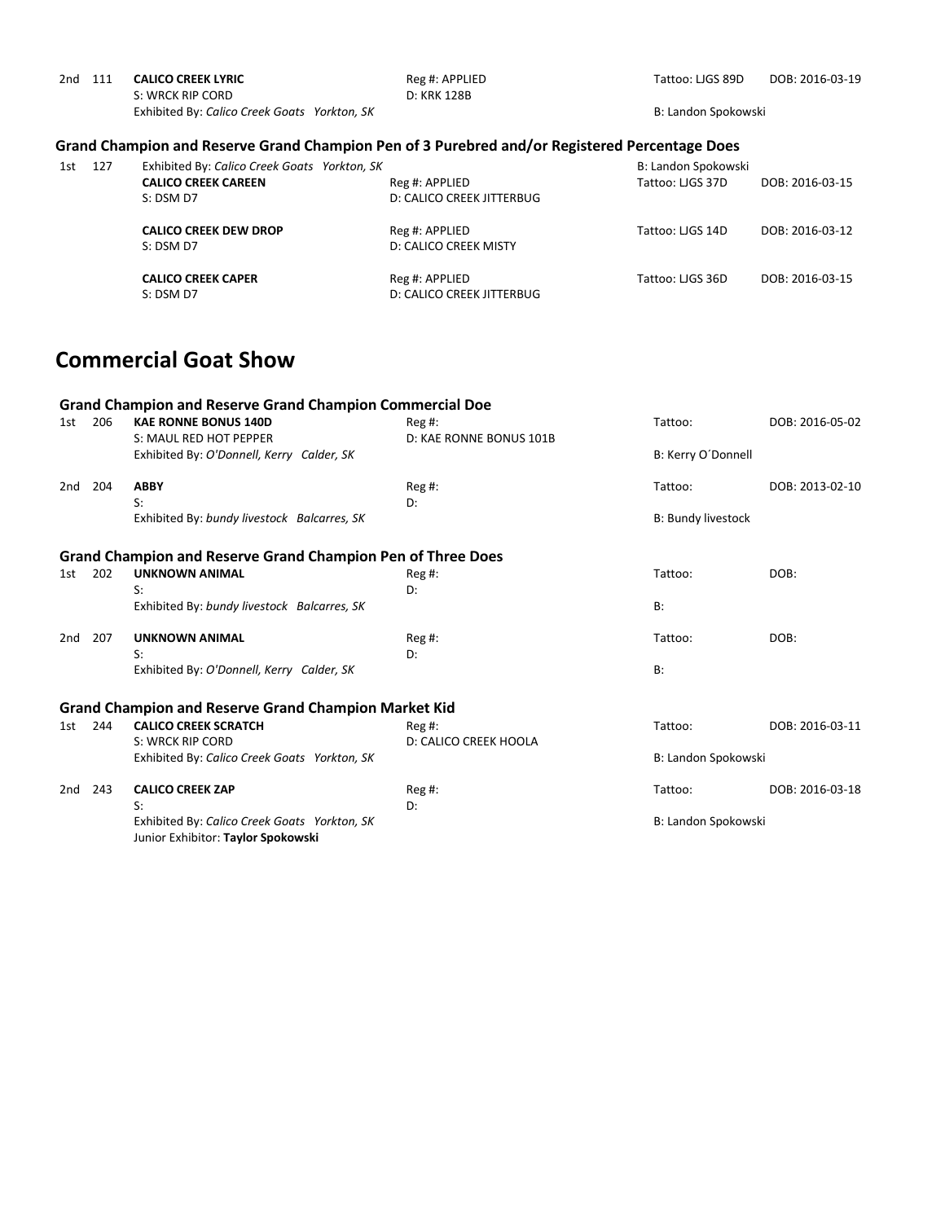2nd 111 **CALICO CREEK LYRIC** Reg #: APPLIED Tattoo: LJGS 89D DOB: 2016-03-19
S: WRCK RIP CORD D: KRK 128B
Exhibited By: *Calico Creek Goats Yorkton, SK* B: Landon Spokowski

### Grand Champion and Reserve Grand Champion Pen of 3 Purebred and/or Registered Percentage Does

1st 127 Exhibited By: *Calico Creek Goats Yorkton, SK* B: Landon Spokowski

**CALICO CREEK CAREEN** Reg #: APPLIED Tattoo: LJGS 37D DOB: 2016-03-15
S: DSM D7 D: CALICO CREEK JITTERBUG

**CALICO CREEK DEW DROP** Reg #: APPLIED Tattoo: LJGS 14D DOB: 2016-03-12
S: DSM D7 D: CALICO CREEK MISTY

**CALICO CREEK CAPER** Reg #: APPLIED Tattoo: LJGS 36D DOB: 2016-03-15
S: DSM D7 D: CALICO CREEK JITTERBUG

# Commercial Goat Show

### Grand Champion and Reserve Grand Champion Commercial Doe

1st 206 **KAE RONNE BONUS 140D** Reg #: Tattoo: DOB: 2016-05-02
S: MAUL RED HOT PEPPER D: KAE RONNE BONUS 101B
Exhibited By: *O'Donnell, Kerry Calder, SK* B: Kerry O´Donnell

2nd 204 **ABBY** Reg #: Tattoo: DOB: 2013-02-10
S: D:
Exhibited By: *bundy livestock Balcarres, SK* B: Bundy livestock

### Grand Champion and Reserve Grand Champion Pen of Three Does

1st 202 **UNKNOWN ANIMAL** Reg #: Tattoo: DOB:
S: D:
Exhibited By: *bundy livestock Balcarres, SK* B:

2nd 207 **UNKNOWN ANIMAL** Reg #: Tattoo: DOB:
S: D:
Exhibited By: *O'Donnell, Kerry Calder, SK* B:

### Grand Champion and Reserve Grand Champion Market Kid

1st 244 **CALICO CREEK SCRATCH** Reg #: Tattoo: DOB: 2016-03-11
S: WRCK RIP CORD D: CALICO CREEK HOOLA
Exhibited By: *Calico Creek Goats Yorkton, SK* B: Landon Spokowski

2nd 243 **CALICO CREEK ZAP** Reg #: Tattoo: DOB: 2016-03-18
S: D:
Exhibited By: *Calico Creek Goats Yorkton, SK* B: Landon Spokowski
Junior Exhibitor: **Taylor Spokowski**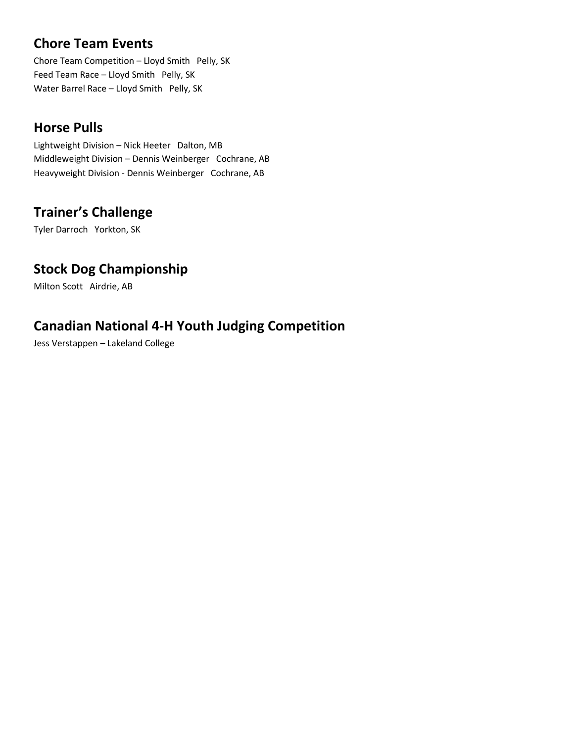## Chore Team Events

Chore Team Competition – Lloyd Smith   Pelly, SK
Feed Team Race – Lloyd Smith   Pelly, SK
Water Barrel Race – Lloyd Smith   Pelly, SK

## Horse Pulls

Lightweight Division – Nick Heeter   Dalton, MB
Middleweight Division – Dennis Weinberger   Cochrane, AB
Heavyweight Division - Dennis Weinberger   Cochrane, AB

## Trainer's Challenge

Tyler Darroch   Yorkton, SK

## Stock Dog Championship

Milton Scott   Airdrie, AB

## Canadian National 4-H Youth Judging Competition

Jess Verstappen – Lakeland College